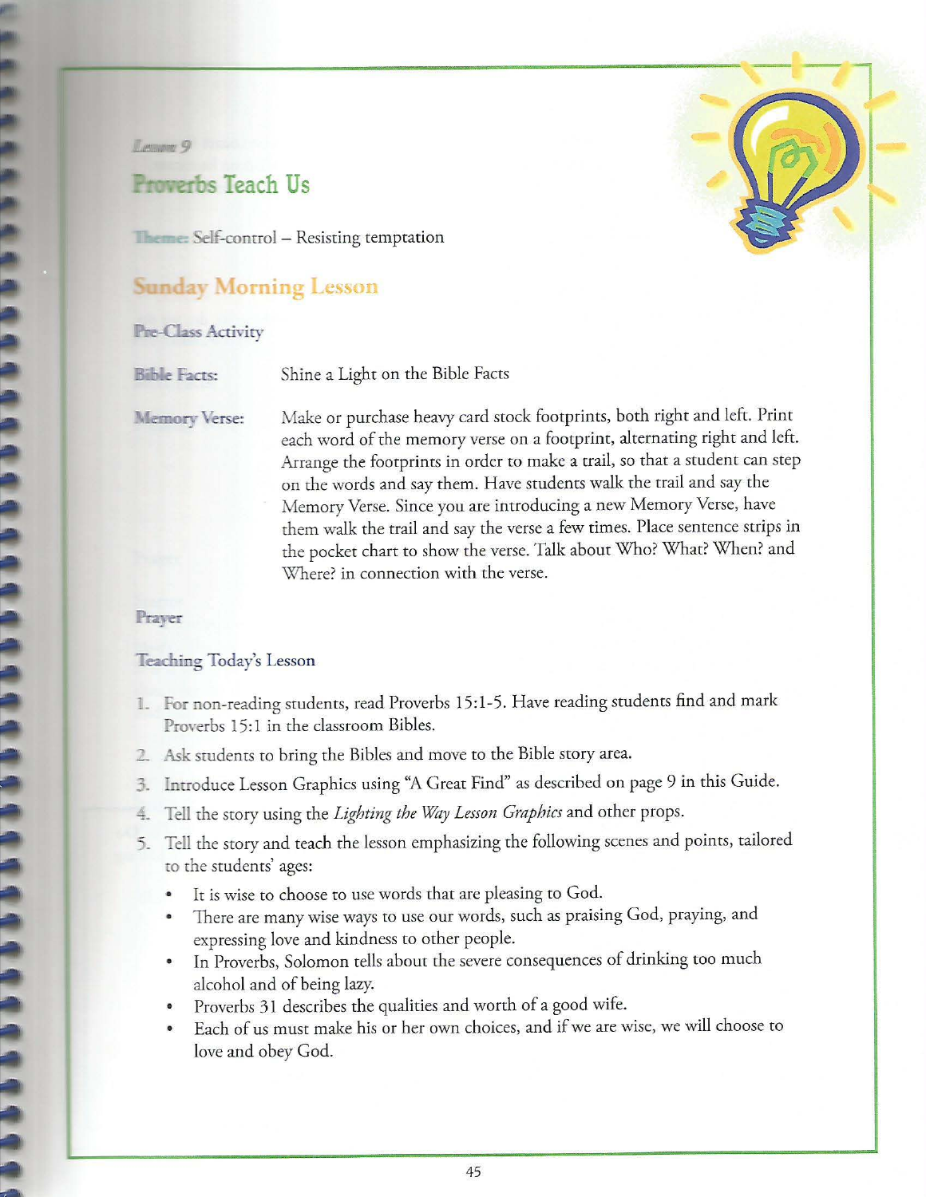*Lesson 9*

# Proverbs Teach Us

**Theme:** Self-control – Resisting temptation

## Sunday Morning Lesson

### Pre-Class Activity

**Bible Facts:** Shine a Light on the Bible Facts

**Memory Verse:** Make or purchase heavy card stock footprints, both right and left. Print each word of the memory verse on a footprint, alternating right and left. Arrange the footprints in order to make a trail, so that a student can step on the words and say them. Have students walk the trail and say the Memory Verse. Since you are introducing a new Memory Verse, have them walk the trail and say the verse a few times. Place sentence strips in the pocket chart to show the verse. Talk about Who? What? When? and Where? in connection with the verse.

### Prayer

### Teaching Today's Lesson

1. For non-reading students, read Proverbs 15:1-5. Have reading students find and mark Proverbs 15:1 in the classroom Bibles.
2. Ask students to bring the Bibles and move to the Bible story area.
3. Introduce Lesson Graphics using "A Great Find" as described on page 9 in this Guide.
4. Tell the story using the *Lighting the Way Lesson Graphics* and other props.
5. Tell the story and teach the lesson emphasizing the following scenes and points, tailored to the students' ages:
   - It is wise to choose to use words that are pleasing to God.
   - There are many wise ways to use our words, such as praising God, praying, and expressing love and kindness to other people.
   - In Proverbs, Solomon tells about the severe consequences of drinking too much alcohol and of being lazy.
   - Proverbs 31 describes the qualities and worth of a good wife.
   - Each of us must make his or her own choices, and if we are wise, we will choose to love and obey God.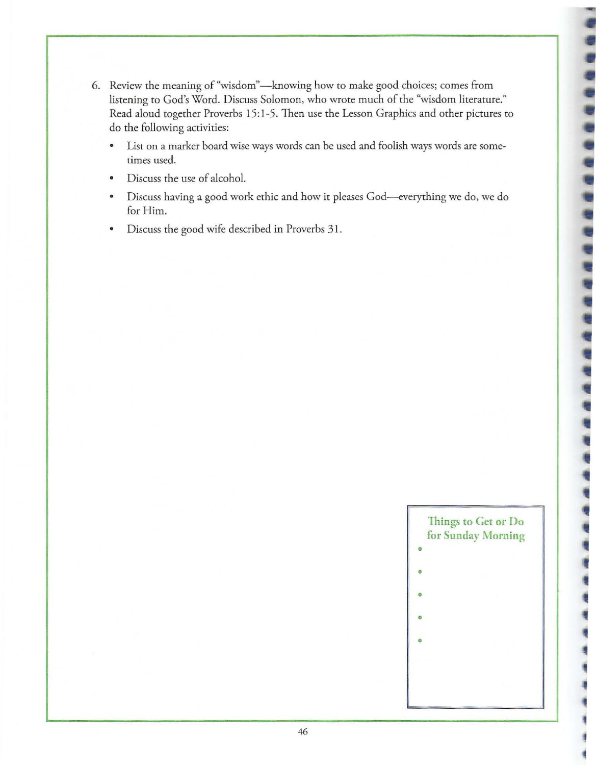6. Review the meaning of "wisdom"—knowing how to make good choices; comes from listening to God's Word. Discuss Solomon, who wrote much of the "wisdom literature." Read aloud together Proverbs 15:1-5. Then use the Lesson Graphics and other pictures to do the following activities:
   - List on a marker board wise ways words can be used and foolish ways words are sometimes used.
   - Discuss the use of alcohol.
   - Discuss having a good work ethic and how it pleases God—everything we do, we do for Him.
   - Discuss the good wife described in Proverbs 31.

**Things to Get or Do for Sunday Morning**

-
-
-
-
-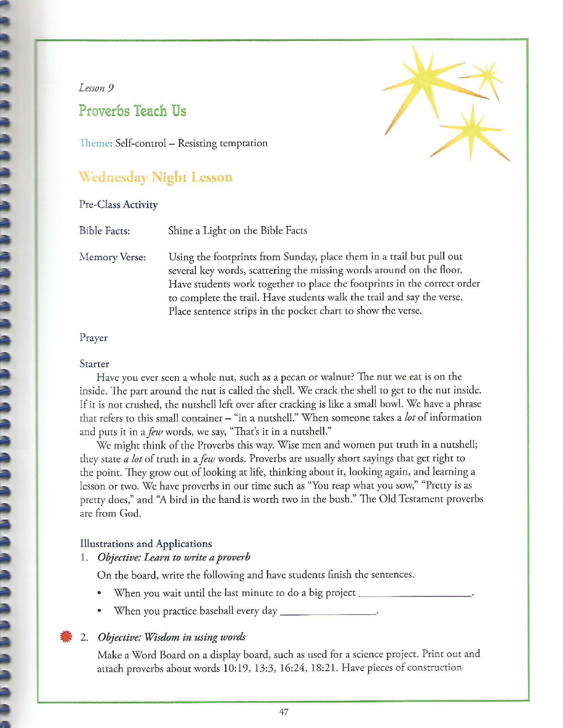*Lesson 9*

## Proverbs Teach Us

Theme: Self-control – Resisting temptation

### Wednesday Night Lesson

Pre-Class Activity

Bible Facts: Shine a Light on the Bible Facts

Memory Verse: Using the footprints from Sunday, place them in a trail but pull out several key words, scattering the missing words around on the floor. Have students work together to place the footprints in the correct order to complete the trail. Have students walk the trail and say the verse. Place sentence strips in the pocket chart to show the verse.

Prayer

Starter

Have you ever seen a whole nut, such as a pecan or walnut? The nut we eat is on the inside. The part around the nut is called the shell. We crack the shell to get to the nut inside. If it is not crushed, the nutshell left over after cracking is like a small bowl. We have a phrase that refers to this small container – "in a nutshell." When someone takes a *lot* of information and puts it in a *few* words, we say, "That's it in a nutshell."

We might think of the Proverbs this way. Wise men and women put truth in a nutshell; they state *a lot* of truth in a *few* words. Proverbs are usually short sayings that get right to the point. They grow out of looking at life, thinking about it, looking again, and learning a lesson or two. We have proverbs in our time such as "You reap what you sow," "Pretty is as pretty does," and "A bird in the hand is worth two in the bush." The Old Testament proverbs are from God.

Illustrations and Applications

1. *Objective: Learn to write a proverb*

   On the board, write the following and have students finish the sentences.

   - When you wait until the last minute to do a big project \_\_\_\_\_\_\_\_\_\_\_\_\_\_\_\_\_\_\_\_.
   - When you practice baseball every day \_\_\_\_\_\_\_\_\_\_\_\_\_\_\_\_\_\_.

2. *Objective: Wisdom in using words*

   Make a Word Board on a display board, such as used for a science project. Print out and attach proverbs about words 10:19, 13:3, 16:24, 18:21. Have pieces of construction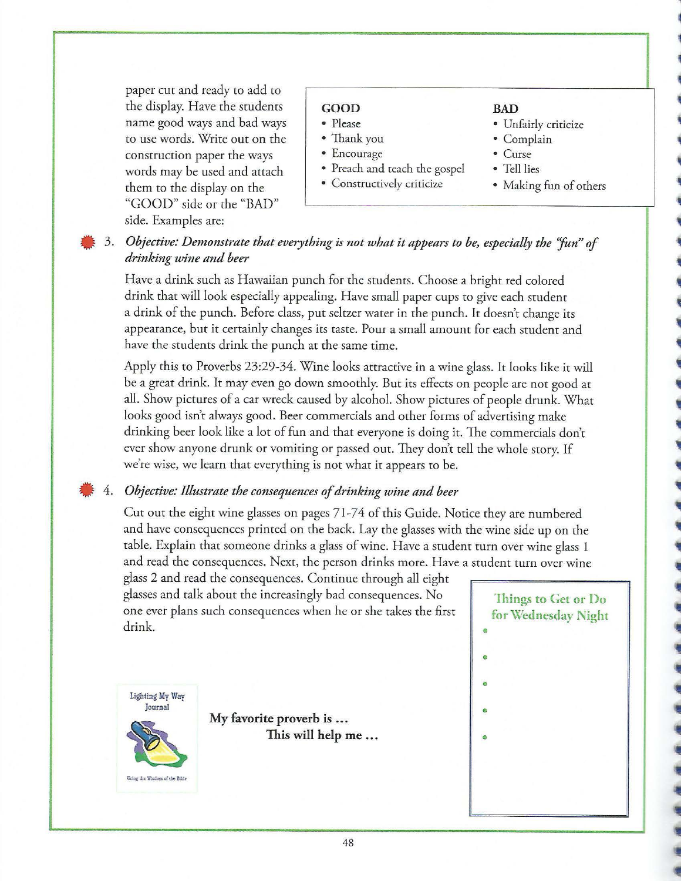paper cut and ready to add to the display. Have the students name good ways and bad ways to use words. Write out on the construction paper the ways words may be used and attach them to the display on the "GOOD" side or the "BAD" side. Examples are:

| GOOD | BAD |
| --- | --- |
| • Please | • Unfairly criticize |
| • Thank you | • Complain |
| • Encourage | • Curse |
| • Preach and teach the gospel | • Tell lies |
| • Constructively criticize | • Making fun of others |

3. *Objective: Demonstrate that everything is not what it appears to be, especially the "fun" of drinking wine and beer*

Have a drink such as Hawaiian punch for the students. Choose a bright red colored drink that will look especially appealing. Have small paper cups to give each student a drink of the punch. Before class, put seltzer water in the punch. It doesn't change its appearance, but it certainly changes its taste. Pour a small amount for each student and have the students drink the punch at the same time.

Apply this to Proverbs 23:29-34. Wine looks attractive in a wine glass. It looks like it will be a great drink. It may even go down smoothly. But its effects on people are not good at all. Show pictures of a car wreck caused by alcohol. Show pictures of people drunk. What looks good isn't always good. Beer commercials and other forms of advertising make drinking beer look like a lot of fun and that everyone is doing it. The commercials don't ever show anyone drunk or vomiting or passed out. They don't tell the whole story. If we're wise, we learn that everything is not what it appears to be.

4. *Objective: Illustrate the consequences of drinking wine and beer*

Cut out the eight wine glasses on pages 71-74 of this Guide. Notice they are numbered and have consequences printed on the back. Lay the glasses with the wine side up on the table. Explain that someone drinks a glass of wine. Have a student turn over wine glass 1 and read the consequences. Next, the person drinks more. Have a student turn over wine glass 2 and read the consequences. Continue through all eight glasses and talk about the increasingly bad consequences. No one ever plans such consequences when he or she takes the first drink.

**Things to Get or Do for Wednesday Night**

- 
- 
- 
- 
- 

Lighting My Way Journal

Using the Wisdom of the Bible

**My favorite proverb is ...**
**This will help me ...**